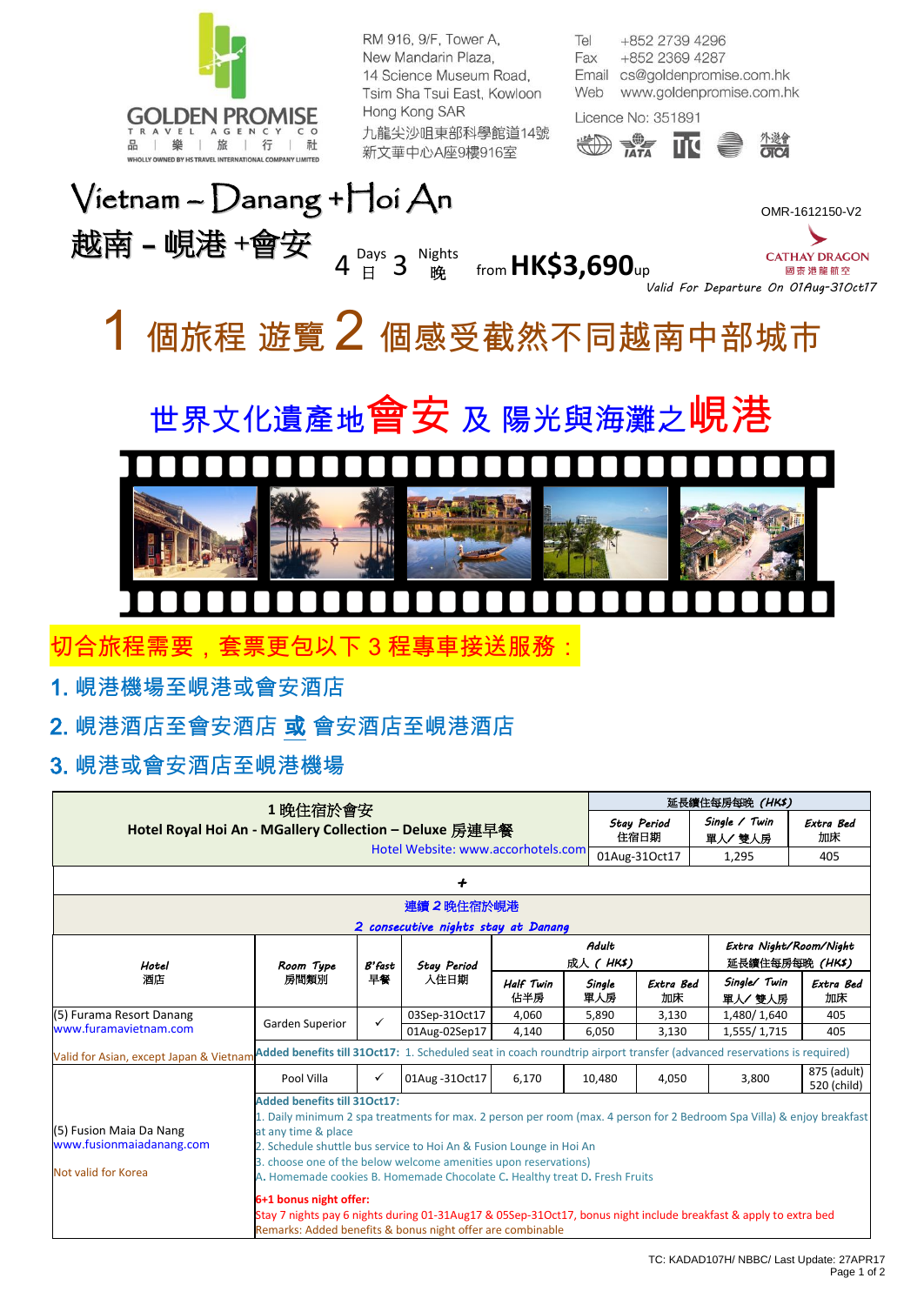GOLDEN PROMISE TRAVEL AGENCY CO
品 | 樂 | 旅 | 行 | 社
WHOLLY OWNED BY HS TRAVEL INTERNATIONAL COMPANY LIMITED

RM 916, 9/F, Tower A,
New Mandarin Plaza,
14 Science Museum Road,
Tsim Sha Tsui East, Kowloon
Hong Kong SAR
九龍尖沙咀東部科學館道14號
新文華中心A座9樓916室

Tel +852 2739 4296
Fax +852 2369 4287
Email cs@goldenpromise.com.hk
Web www.goldenpromise.com.hk
Licence No: 351891

# Vietnam – Danang + Hoi An
# 越南 – 峴港 + 會安

OMR-1612150-V2

4 Days 日 3 Nights 晚 from **HK$3,690**up

CATHAY DRAGON 國泰港龍航空

*Valid For Departure On 01Aug-31Oct17*

## 1 個旅程 遊覽 2 個感受截然不同越南中部城市

## 世界文化遺產地會安 及 陽光與海灘之峴港

**切合旅程需要，套票更包以下 3 程專車接送服務：**

1. 峴港機場至峴港或會安酒店
2. 峴港酒店至會安酒店 **或** 會安酒店至峴港酒店
3. 峴港或會安酒店至峴港機場

| 1 晚住宿於會安 **Hotel Royal Hoi An - MGallery Collection – Deluxe 房連早餐** Hotel Website: www.accorhotels.com | 延長續住每房每晚 (HK$) | | |
|---|---|---|---|
| | *Stay Period* 住宿日期 | *Single / Twin* 單人/ 雙人房 | *Extra Bed* 加床 |
| | 01Aug-31Oct17 | 1,295 | 405 |

**+**

**連續 2 晚住宿於峴港**
***2 consecutive nights stay at Danang***

| *Hotel* 酒店 | *Room Type* 房間類別 | *B'fast* 早餐 | *Stay Period* 入住日期 | *Adult* 成人 (HK$) *Half Twin* 佔半房 | *Single* 單人房 | *Extra Bed* 加床 | *Extra Night/Room/Night* 延長續住每房每晚 (HK$) *Single/ Twin* 單人/ 雙人房 | *Extra Bed* 加床 |
|---|---|---|---|---|---|---|---|---|
| (5) Furama Resort Danang www.furamavietnam.com | Garden Superior | ✓ | 03Sep-31Oct17 | 4,060 | 5,890 | 3,130 | 1,480/ 1,640 | 405 |
| | | | 01Aug-02Sep17 | 4,140 | 6,050 | 3,130 | 1,555/ 1,715 | 405 |
| Valid for Asian, except Japan & Vietnam | **Added benefits till 31Oct17:** 1. Scheduled seat in coach roundtrip airport transfer (advanced reservations is required) | | | | | | | |
| (5) Fusion Maia Da Nang www.fusionmaiadanang.com | Pool Villa | ✓ | 01Aug -31Oct17 | 6,170 | 10,480 | 4,050 | 3,800 | 875 (adult) 520 (child) |
| Not valid for Korea | **Added benefits till 31Oct17:** 1. Daily minimum 2 spa treatments for max. 2 person per room (max. 4 person for 2 Bedroom Spa Villa) & enjoy breakfast at any time & place 2. Schedule shuttle bus service to Hoi An & Fusion Lounge in Hoi An 3. choose one of the below welcome amenities upon reservations) A. Homemade cookies B. Homemade Chocolate C. Healthy treat D. Fresh Fruits **6+1 bonus night offer:** Stay 7 nights pay 6 nights during 01-31Aug17 & 05Sep-31Oct17, bonus night include breakfast & apply to extra bed Remarks: Added benefits & bonus night offer are combinable | | | | | | | |

TC: KADAD107H/ NBBC/ Last Update: 27APR17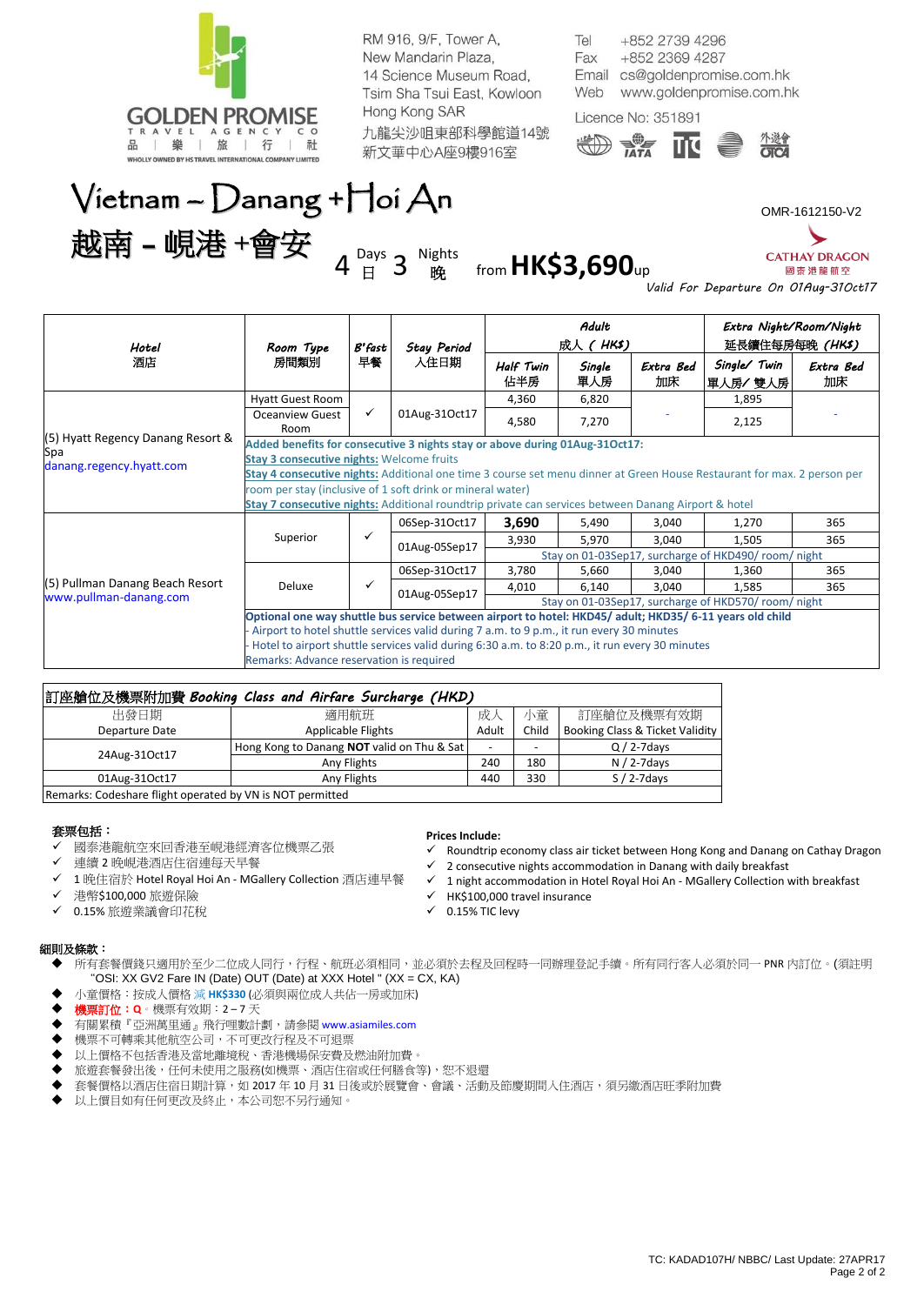GOLDEN PROMISE TRAVEL AGENCY CO
品 | 樂 | 旅 | 行 | 社
WHOLLY OWNED BY HS TRAVEL INTERNATIONAL COMPANY LIMITED

RM 916, 9/F, Tower A,
New Mandarin Plaza,
14 Science Museum Road,
Tsim Sha Tsui East, Kowloon
Hong Kong SAR
九龍尖沙咀東部科學館道14號
新文華中心A座9樓916室

Tel +852 2739 4296
Fax +852 2369 4287
Email cs@goldenpromise.com.hk
Web www.goldenpromise.com.hk
Licence No: 351891

# Vietnam – Danang + Hoi An
# 越南 – 峴港 + 會安

OMR-1612150-V2

4 Days 日 3 Nights 晚 from **HK$3,690**up

CATHAY DRAGON 國泰港龍航空

*Valid For Departure On 01Aug-31Oct17*

| Hotel 酒店 | Room Type 房間類別 | B'fast 早餐 | Stay Period 入住日期 | Adult 成人 (HK$) | | | Extra Night/Room/Night 延長續住每房每晚 (HK$) | |
|---|---|---|---|---|---|---|---|---|
| | | | | Half Twin 佔半房 | Single 單人房 | Extra Bed 加床 | Single/ Twin 單人房/ 雙人房 | Extra Bed 加床 |
| (5) Hyatt Regency Danang Resort & Spa danang.regency.hyatt.com | Hyatt Guest Room | ✓ | 01Aug-31Oct17 | 4,360 | 6,820 | - | 1,895 | - |
| | Oceanview Guest Room | | | 4,580 | 7,270 | | 2,125 | |
| | **Added benefits for consecutive 3 nights stay or above during 01Aug-31Oct17:** Stay 3 consecutive nights: Welcome fruits; Stay 4 consecutive nights: Additional one time 3 course set menu dinner at Green House Restaurant for max. 2 person per room per stay (inclusive of 1 soft drink or mineral water); Stay 7 consecutive nights: Additional roundtrip private can services between Danang Airport & hotel | | | | | | | |
| (5) Pullman Danang Beach Resort www.pullman-danang.com | Superior | ✓ | 06Sep-31Oct17 | **3,690** | 5,490 | 3,040 | 1,270 | 365 |
| | | | 01Aug-05Sep17 | 3,930 | 5,970 | 3,040 | 1,505 | 365 |
| | | | | Stay on 01-03Sep17, surcharge of HKD490/ room/ night | | | | |
| | Deluxe | ✓ | 06Sep-31Oct17 | 3,780 | 5,660 | 3,040 | 1,360 | 365 |
| | | | 01Aug-05Sep17 | 4,010 | 6,140 | 3,040 | 1,585 | 365 |
| | | | | Stay on 01-03Sep17, surcharge of HKD570/ room/ night | | | | |
| | **Optional one way shuttle bus service between airport to hotel: HKD45/ adult; HKD35/ 6-11 years old child** - Airport to hotel shuttle services valid during 7 a.m. to 9 p.m., it run every 30 minutes - Hotel to airport shuttle services valid during 6:30 a.m. to 8:20 p.m., it run every 30 minutes Remarks: Advance reservation is required | | | | | | | |

**訂座艙位及機票附加費 *Booking Class and Airfare Surcharge (HKD)***

| 出發日期 Departure Date | 適用航班 Applicable Flights | 成人 Adult | 小童 Child | 訂座艙位及機票有效期 Booking Class & Ticket Validity |
|---|---|---|---|---|
| 24Aug-31Oct17 | Hong Kong to Danang **NOT** valid on Thu & Sat | - | - | Q / 2-7days |
| | Any Flights | 240 | 180 | N / 2-7days |
| 01Aug-31Oct17 | Any Flights | 440 | 330 | S / 2-7days |
| Remarks: Codeshare flight operated by VN is NOT permitted | | | | |

**套票包括：**
- ✓ 國泰港龍航空來回香港至峴港經濟客位機票乙張
- ✓ 連續 2 晚峴港酒店住宿連每天早餐
- ✓ 1 晚住宿於 Hotel Royal Hoi An - MGallery Collection 酒店連早餐
- ✓ 港幣$100,000 旅遊保險
- ✓ 0.15% 旅遊業議會印花稅

**Prices Include:**
- ✓ Roundtrip economy class air ticket between Hong Kong and Danang on Cathay Dragon
- ✓ 2 consecutive nights accommodation in Danang with daily breakfast
- ✓ 1 night accommodation in Hotel Royal Hoi An - MGallery Collection with breakfast
- ✓ HK$100,000 travel insurance
- ✓ 0.15% TIC levy

**細則及條款：**
- ◆ 所有套餐價錢只適用於至少二位成人同行，行程、航班必須相同，並必須於去程及回程時一同辦理登記手續。所有同行客人必須於同一 PNR 內訂位。(須註明 "OSI: XX GV2 Fare IN (Date) OUT (Date) at XXX Hotel " (XX = CX, KA)
- ◆ 小童價格：按成人價格 減 **HK$330** (必須與兩位成人共佔一房或加床)
- ◆ **機票訂位：Q**。機票有效期：2 – 7 天
- ◆ 有關累積『亞洲萬里通』飛行哩數計劃，請參閱 www.asiamiles.com
- ◆ 機票不可轉乘其他航空公司，不可更改行程及不可退票
- ◆ 以上價格不包括香港及當地離境稅、香港機場保安費及燃油附加費。
- ◆ 旅遊套餐發出後，任何未使用之服務(如機票、酒店住宿或任何膳食等)，恕不退還
- ◆ 套餐價格以酒店住宿日期計算，如 2017 年 10 月 31 日後或於展覽會、會議、活動及節慶期間入住酒店，須另繳酒店旺季附加費
- ◆ 以上價目如有任何更改及終止，本公司恕不另行通知。

TC: KADAD107H/ NBBC/ Last Update: 27APR17